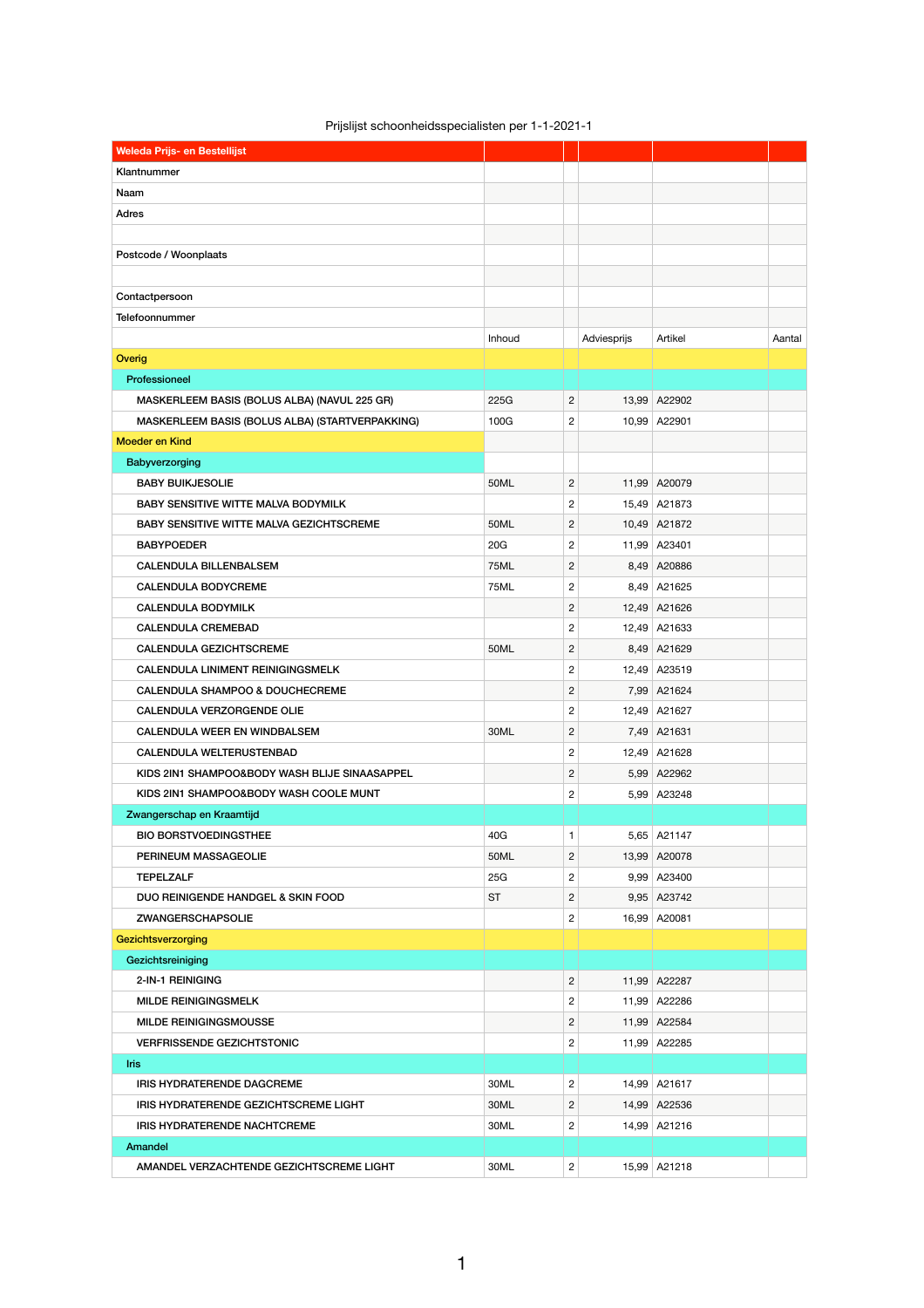Prijslijst schoonheidsspecialisten per 1-1-2021-1

| Weleda Prijs- en Bestellijst | | | | | |
|---|---|---|---|---|---|
| Klantnummer | | | | | |
| Naam | | | | | |
| Adres | | | | | |
| | | | | | |
| Postcode / Woonplaats | | | | | |
| | | | | | |
| Contactpersoon | | | | | |
| Telefoonnummer | | | | | |
| | Inhoud | | Adviesprijs | Artikel | Aantal |
| Overig | | | | | |
| Professioneel | | | | | |
| MASKERLEEM BASIS (BOLUS ALBA) (NAVUL 225 GR) | 225G | 2 | 13,99 | A22902 | |
| MASKERLEEM BASIS (BOLUS ALBA) (STARTVERPAKKING) | 100G | 2 | 10,99 | A22901 | |
| Moeder en Kind | | | | | |
| Babyverzorging | | | | | |
| BABY BUIKJESOLIE | 50ML | 2 | 11,99 | A20079 | |
| BABY SENSITIVE WITTE MALVA BODYMILK | | 2 | 15,49 | A21873 | |
| BABY SENSITIVE WITTE MALVA GEZICHTSCREME | 50ML | 2 | 10,49 | A21872 | |
| BABYPOEDER | 20G | 2 | 11,99 | A23401 | |
| CALENDULA BILLENBALSEM | 75ML | 2 | 8,49 | A20886 | |
| CALENDULA BODYCREME | 75ML | 2 | 8,49 | A21625 | |
| CALENDULA BODYMILK | | 2 | 12,49 | A21626 | |
| CALENDULA CREMEBAD | | 2 | 12,49 | A21633 | |
| CALENDULA GEZICHTSCREME | 50ML | 2 | 8,49 | A21629 | |
| CALENDULA LINIMENT REINIGINGSMELK | | 2 | 12,49 | A23519 | |
| CALENDULA SHAMPOO & DOUCHECREME | | 2 | 7,99 | A21624 | |
| CALENDULA VERZORGENDE OLIE | | 2 | 12,49 | A21627 | |
| CALENDULA WEER EN WINDBALSEM | 30ML | 2 | 7,49 | A21631 | |
| CALENDULA WELTERUSTENBAD | | 2 | 12,49 | A21628 | |
| KIDS 2IN1 SHAMPOO&BODY WASH BLIJE SINAASAPPEL | | 2 | 5,99 | A22962 | |
| KIDS 2IN1 SHAMPOO&BODY WASH COOLE MUNT | | 2 | 5,99 | A23248 | |
| Zwangerschap en Kraamtijd | | | | | |
| BIO BORSTVOEDINGSTHEE | 40G | 1 | 5,65 | A21147 | |
| PERINEUM MASSAGEOLIE | 50ML | 2 | 13,99 | A20078 | |
| TEPELZALF | 25G | 2 | 9,99 | A23400 | |
| DUO REINIGENDE HANDGEL & SKIN FOOD | ST | 2 | 9,95 | A23742 | |
| ZWANGERSCHAPSOLIE | | 2 | 16,99 | A20081 | |
| Gezichtsverzorging | | | | | |
| Gezichtsreiniging | | | | | |
| 2-IN-1 REINIGING | | 2 | 11,99 | A22287 | |
| MILDE REINIGINGSMELK | | 2 | 11,99 | A22286 | |
| MILDE REINIGINGSMOUSSE | | 2 | 11,99 | A22584 | |
| VERFRISSENDE GEZICHTSTONIC | | 2 | 11,99 | A22285 | |
| Iris | | | | | |
| IRIS HYDRATERENDE DAGCREME | 30ML | 2 | 14,99 | A21617 | |
| IRIS HYDRATERENDE GEZICHTSCREME LIGHT | 30ML | 2 | 14,99 | A22536 | |
| IRIS HYDRATERENDE NACHTCREME | 30ML | 2 | 14,99 | A21216 | |
| Amandel | | | | | |
| AMANDEL VERZACHTENDE GEZICHTSCREME LIGHT | 30ML | 2 | 15,99 | A21218 | |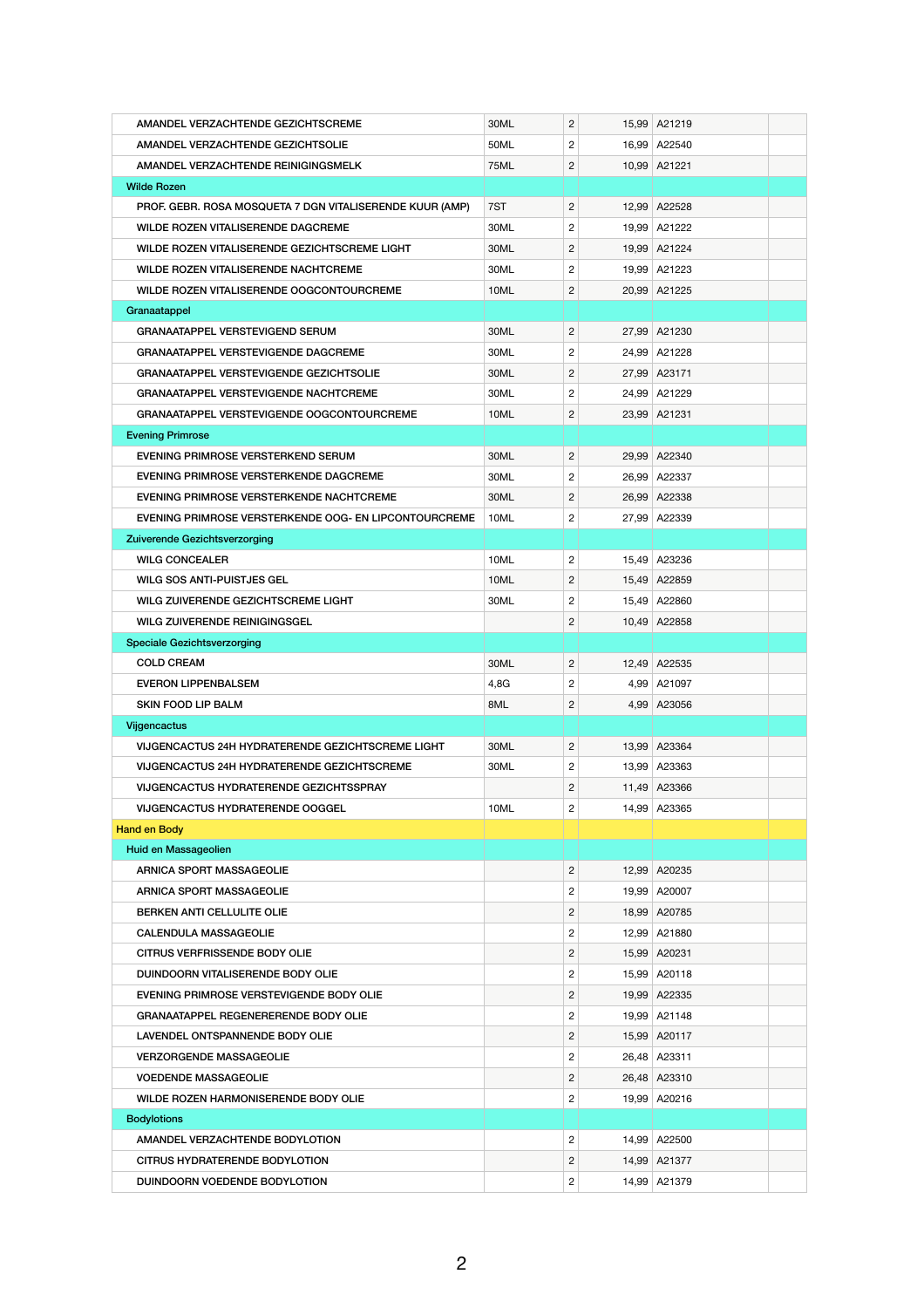| | | | | | |
|---|---|---|---|---|---|
| AMANDEL VERZACHTENDE GEZICHTSCREME | 30ML | 2 | 15,99 | A21219 | |
| AMANDEL VERZACHTENDE GEZICHTSOLIE | 50ML | 2 | 16,99 | A22540 | |
| AMANDEL VERZACHTENDE REINIGINGSMELK | 75ML | 2 | 10,99 | A21221 | |
| Wilde Rozen | | | | | |
| PROF. GEBR. ROSA MOSQUETA 7 DGN VITALISERENDE KUUR (AMP) | 7ST | 2 | 12,99 | A22528 | |
| WILDE ROZEN VITALISERENDE DAGCREME | 30ML | 2 | 19,99 | A21222 | |
| WILDE ROZEN VITALISERENDE GEZICHTSCREME LIGHT | 30ML | 2 | 19,99 | A21224 | |
| WILDE ROZEN VITALISERENDE NACHTCREME | 30ML | 2 | 19,99 | A21223 | |
| WILDE ROZEN VITALISERENDE OOGCONTOURCREME | 10ML | 2 | 20,99 | A21225 | |
| Granaatappel | | | | | |
| GRANAATAPPEL VERSTEVIGEND SERUM | 30ML | 2 | 27,99 | A21230 | |
| GRANAATAPPEL VERSTEVIGENDE DAGCREME | 30ML | 2 | 24,99 | A21228 | |
| GRANAATAPPEL VERSTEVIGENDE GEZICHTSOLIE | 30ML | 2 | 27,99 | A23171 | |
| GRANAATAPPEL VERSTEVIGENDE NACHTCREME | 30ML | 2 | 24,99 | A21229 | |
| GRANAATAPPEL VERSTEVIGENDE OOGCONTOURCREME | 10ML | 2 | 23,99 | A21231 | |
| Evening Primrose | | | | | |
| EVENING PRIMROSE VERSTERKEND SERUM | 30ML | 2 | 29,99 | A22340 | |
| EVENING PRIMROSE VERSTERKENDE DAGCREME | 30ML | 2 | 26,99 | A22337 | |
| EVENING PRIMROSE VERSTERKENDE NACHTCREME | 30ML | 2 | 26,99 | A22338 | |
| EVENING PRIMROSE VERSTERKENDE OOG- EN LIPCONTOURCREME | 10ML | 2 | 27,99 | A22339 | |
| Zuiverende Gezichtsverzorging | | | | | |
| WILG CONCEALER | 10ML | 2 | 15,49 | A23236 | |
| WILG SOS ANTI-PUISTJES GEL | 10ML | 2 | 15,49 | A22859 | |
| WILG ZUIVERENDE GEZICHTSCREME LIGHT | 30ML | 2 | 15,49 | A22860 | |
| WILG ZUIVERENDE REINIGINGSGEL | | 2 | 10,49 | A22858 | |
| Speciale Gezichtsverzorging | | | | | |
| COLD CREAM | 30ML | 2 | 12,49 | A22535 | |
| EVERON LIPPENBALSEM | 4,8G | 2 | 4,99 | A21097 | |
| SKIN FOOD LIP BALM | 8ML | 2 | 4,99 | A23056 | |
| Vijgencactus | | | | | |
| VIJGENCACTUS 24H HYDRATERENDE GEZICHTSCREME LIGHT | 30ML | 2 | 13,99 | A23364 | |
| VIJGENCACTUS 24H HYDRATERENDE GEZICHTSCREME | 30ML | 2 | 13,99 | A23363 | |
| VIJGENCACTUS HYDRATERENDE GEZICHTSSPRAY | | 2 | 11,49 | A23366 | |
| VIJGENCACTUS HYDRATERENDE OOGGEL | 10ML | 2 | 14,99 | A23365 | |
| Hand en Body | | | | | |
| Huid en Massageolien | | | | | |
| ARNICA SPORT MASSAGEOLIE | | 2 | 12,99 | A20235 | |
| ARNICA SPORT MASSAGEOLIE | | 2 | 19,99 | A20007 | |
| BERKEN ANTI CELLULITE OLIE | | 2 | 18,99 | A20785 | |
| CALENDULA MASSAGEOLIE | | 2 | 12,99 | A21880 | |
| CITRUS VERFRISSENDE BODY OLIE | | 2 | 15,99 | A20231 | |
| DUINDOORN VITALISERENDE BODY OLIE | | 2 | 15,99 | A20118 | |
| EVENING PRIMROSE VERSTEVIGENDE BODY OLIE | | 2 | 19,99 | A22335 | |
| GRANAATAPPEL REGENERERENDE BODY OLIE | | 2 | 19,99 | A21148 | |
| LAVENDEL ONTSPANNENDE BODY OLIE | | 2 | 15,99 | A20117 | |
| VERZORGENDE MASSAGEOLIE | | 2 | 26,48 | A23311 | |
| VOEDENDE MASSAGEOLIE | | 2 | 26,48 | A23310 | |
| WILDE ROZEN HARMONISERENDE BODY OLIE | | 2 | 19,99 | A20216 | |
| Bodylotions | | | | | |
| AMANDEL VERZACHTENDE BODYLOTION | | 2 | 14,99 | A22500 | |
| CITRUS HYDRATERENDE BODYLOTION | | 2 | 14,99 | A21377 | |
| DUINDOORN VOEDENDE BODYLOTION | | 2 | 14,99 | A21379 | |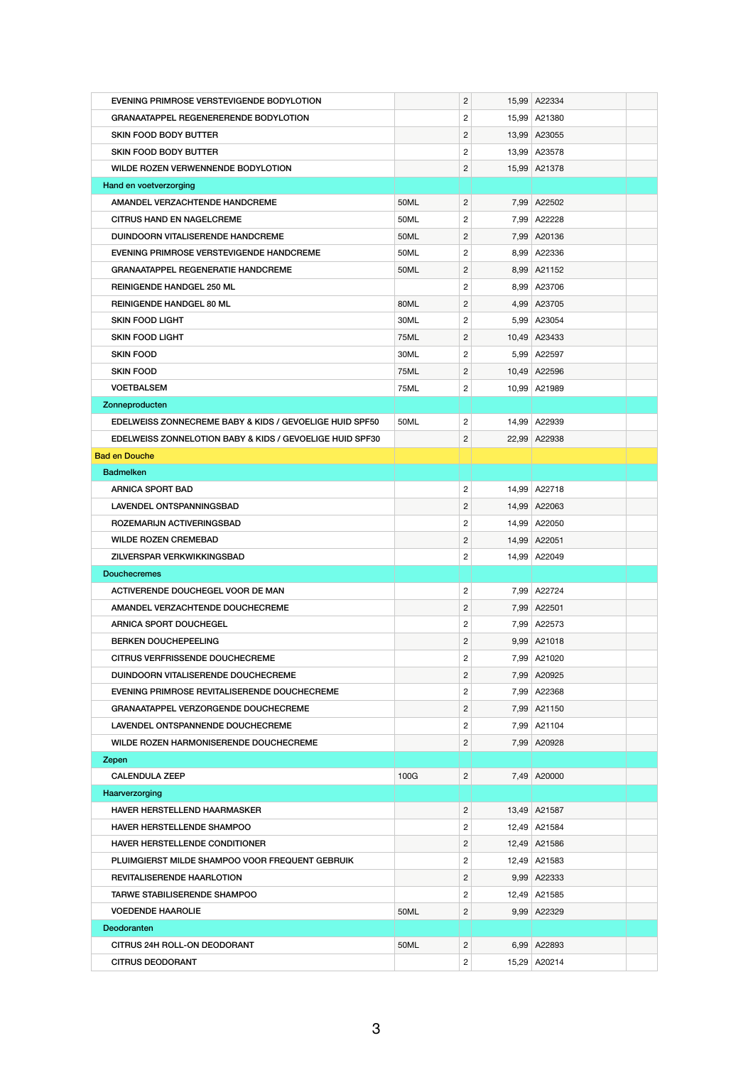| | | | | | |
|---|---|---|---|---|---|
| EVENING PRIMROSE VERSTEVIGENDE BODYLOTION | | 2 | 15,99 | A22334 | |
| GRANAATAPPEL REGENERERENDE BODYLOTION | | 2 | 15,99 | A21380 | |
| SKIN FOOD BODY BUTTER | | 2 | 13,99 | A23055 | |
| SKIN FOOD BODY BUTTER | | 2 | 13,99 | A23578 | |
| WILDE ROZEN VERWENNENDE BODYLOTION | | 2 | 15,99 | A21378 | |
| Hand en voetverzorging | | | | | |
| AMANDEL VERZACHTENDE HANDCREME | 50ML | 2 | 7,99 | A22502 | |
| CITRUS HAND EN NAGELCREME | 50ML | 2 | 7,99 | A22228 | |
| DUINDOORN VITALISERENDE HANDCREME | 50ML | 2 | 7,99 | A20136 | |
| EVENING PRIMROSE VERSTEVIGENDE HANDCREME | 50ML | 2 | 8,99 | A22336 | |
| GRANAATAPPEL REGENERATIE HANDCREME | 50ML | 2 | 8,99 | A21152 | |
| REINIGENDE HANDGEL 250 ML | | 2 | 8,99 | A23706 | |
| REINIGENDE HANDGEL 80 ML | 80ML | 2 | 4,99 | A23705 | |
| SKIN FOOD LIGHT | 30ML | 2 | 5,99 | A23054 | |
| SKIN FOOD LIGHT | 75ML | 2 | 10,49 | A23433 | |
| SKIN FOOD | 30ML | 2 | 5,99 | A22597 | |
| SKIN FOOD | 75ML | 2 | 10,49 | A22596 | |
| VOETBALSEM | 75ML | 2 | 10,99 | A21989 | |
| Zonneproducten | | | | | |
| EDELWEISS ZONNECREME BABY & KIDS / GEVOELIGE HUID SPF50 | 50ML | 2 | 14,99 | A22939 | |
| EDELWEISS ZONNELOTION BABY & KIDS / GEVOELIGE HUID SPF30 | | 2 | 22,99 | A22938 | |
| Bad en Douche | | | | | |
| Badmelken | | | | | |
| ARNICA SPORT BAD | | 2 | 14,99 | A22718 | |
| LAVENDEL ONTSPANNINGSBAD | | 2 | 14,99 | A22063 | |
| ROZEMARIJN ACTIVERINGSBAD | | 2 | 14,99 | A22050 | |
| WILDE ROZEN CREMEBAD | | 2 | 14,99 | A22051 | |
| ZILVERSPAR VERKWIKKINGSBAD | | 2 | 14,99 | A22049 | |
| Douchecremes | | | | | |
| ACTIVERENDE DOUCHEGEL VOOR DE MAN | | 2 | 7,99 | A22724 | |
| AMANDEL VERZACHTENDE DOUCHECREME | | 2 | 7,99 | A22501 | |
| ARNICA SPORT DOUCHEGEL | | 2 | 7,99 | A22573 | |
| BERKEN DOUCHEPEELING | | 2 | 9,99 | A21018 | |
| CITRUS VERFRISSENDE DOUCHECREME | | 2 | 7,99 | A21020 | |
| DUINDOORN VITALISERENDE DOUCHECREME | | 2 | 7,99 | A20925 | |
| EVENING PRIMROSE REVITALISERENDE DOUCHECREME | | 2 | 7,99 | A22368 | |
| GRANAATAPPEL VERZORGENDE DOUCHECREME | | 2 | 7,99 | A21150 | |
| LAVENDEL ONTSPANNENDE DOUCHECREME | | 2 | 7,99 | A21104 | |
| WILDE ROZEN HARMONISERENDE DOUCHECREME | | 2 | 7,99 | A20928 | |
| Zepen | | | | | |
| CALENDULA ZEEP | 100G | 2 | 7,49 | A20000 | |
| Haarverzorging | | | | | |
| HAVER HERSTELLEND HAARMASKER | | 2 | 13,49 | A21587 | |
| HAVER HERSTELLENDE SHAMPOO | | 2 | 12,49 | A21584 | |
| HAVER HERSTELLENDE CONDITIONER | | 2 | 12,49 | A21586 | |
| PLUIMGIERST MILDE SHAMPOO VOOR FREQUENT GEBRUIK | | 2 | 12,49 | A21583 | |
| REVITALISERENDE HAARLOTION | | 2 | 9,99 | A22333 | |
| TARWE STABILISERENDE SHAMPOO | | 2 | 12,49 | A21585 | |
| VOEDENDE HAAROLIE | 50ML | 2 | 9,99 | A22329 | |
| Deodoranten | | | | | |
| CITRUS 24H ROLL-ON DEODORANT | 50ML | 2 | 6,99 | A22893 | |
| CITRUS DEODORANT | | 2 | 15,29 | A20214 | |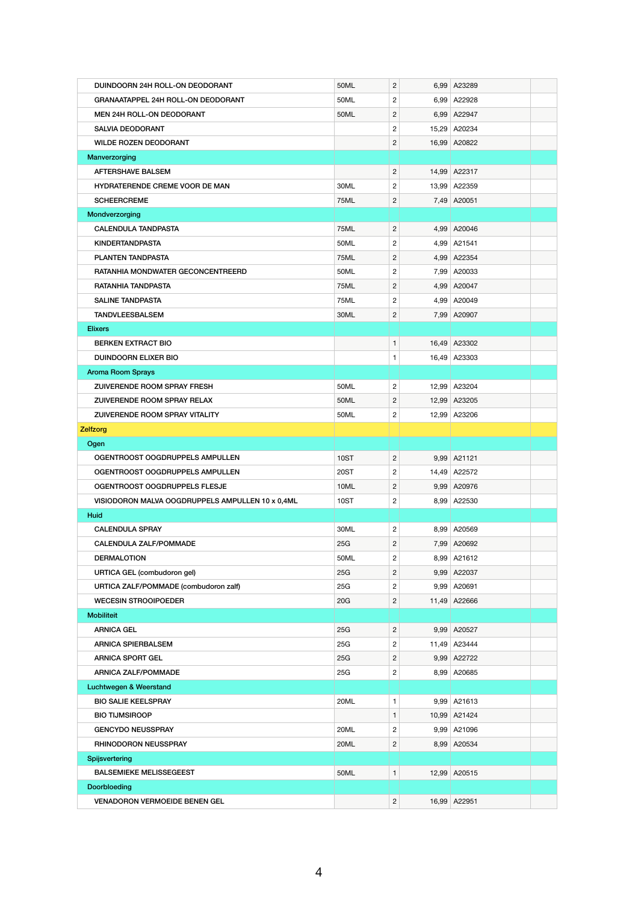| | | | | | |
|---|---|---|---|---|---|
| DUINDOORN 24H ROLL-ON DEODORANT | 50ML | 2 | 6,99 | A23289 | |
| GRANAATAPPEL 24H ROLL-ON DEODORANT | 50ML | 2 | 6,99 | A22928 | |
| MEN 24H ROLL-ON DEODORANT | 50ML | 2 | 6,99 | A22947 | |
| SALVIA DEODORANT | | 2 | 15,29 | A20234 | |
| WILDE ROZEN DEODORANT | | 2 | 16,99 | A20822 | |
| Manverzorging | | | | | |
| AFTERSHAVE BALSEM | | 2 | 14,99 | A22317 | |
| HYDRATERENDE CREME VOOR DE MAN | 30ML | 2 | 13,99 | A22359 | |
| SCHEERCREME | 75ML | 2 | 7,49 | A20051 | |
| Mondverzorging | | | | | |
| CALENDULA TANDPASTA | 75ML | 2 | 4,99 | A20046 | |
| KINDERTANDPASTA | 50ML | 2 | 4,99 | A21541 | |
| PLANTEN TANDPASTA | 75ML | 2 | 4,99 | A22354 | |
| RATANHIA MONDWATER GECONCENTREERD | 50ML | 2 | 7,99 | A20033 | |
| RATANHIA TANDPASTA | 75ML | 2 | 4,99 | A20047 | |
| SALINE TANDPASTA | 75ML | 2 | 4,99 | A20049 | |
| TANDVLEESBALSEM | 30ML | 2 | 7,99 | A20907 | |
| Elixers | | | | | |
| BERKEN EXTRACT BIO | | 1 | 16,49 | A23302 | |
| DUINDOORN ELIXER BIO | | 1 | 16,49 | A23303 | |
| Aroma Room Sprays | | | | | |
| ZUIVERENDE ROOM SPRAY FRESH | 50ML | 2 | 12,99 | A23204 | |
| ZUIVERENDE ROOM SPRAY RELAX | 50ML | 2 | 12,99 | A23205 | |
| ZUIVERENDE ROOM SPRAY VITALITY | 50ML | 2 | 12,99 | A23206 | |
| Zelfzorg | | | | | |
| Ogen | | | | | |
| OGENTROOST OOGDRUPPELS AMPULLEN | 10ST | 2 | 9,99 | A21121 | |
| OGENTROOST OOGDRUPPELS AMPULLEN | 20ST | 2 | 14,49 | A22572 | |
| OGENTROOST OOGDRUPPELS FLESJE | 10ML | 2 | 9,99 | A20976 | |
| VISIODORON MALVA OOGDRUPPELS AMPULLEN 10 x 0,4ML | 10ST | 2 | 8,99 | A22530 | |
| Huid | | | | | |
| CALENDULA SPRAY | 30ML | 2 | 8,99 | A20569 | |
| CALENDULA ZALF/POMMADE | 25G | 2 | 7,99 | A20692 | |
| DERMALOTION | 50ML | 2 | 8,99 | A21612 | |
| URTICA GEL (combudoron gel) | 25G | 2 | 9,99 | A22037 | |
| URTICA ZALF/POMMADE (combudoron zalf) | 25G | 2 | 9,99 | A20691 | |
| WECESIN STROOIPOEDER | 20G | 2 | 11,49 | A22666 | |
| Mobiliteit | | | | | |
| ARNICA GEL | 25G | 2 | 9,99 | A20527 | |
| ARNICA SPIERBALSEM | 25G | 2 | 11,49 | A23444 | |
| ARNICA SPORT GEL | 25G | 2 | 9,99 | A22722 | |
| ARNICA ZALF/POMMADE | 25G | 2 | 8,99 | A20685 | |
| Luchtwegen & Weerstand | | | | | |
| BIO SALIE KEELSPRAY | 20ML | 1 | 9,99 | A21613 | |
| BIO TIJMSIROOP | | 1 | 10,99 | A21424 | |
| GENCYDO NEUSSPRAY | 20ML | 2 | 9,99 | A21096 | |
| RHINODORON NEUSSPRAY | 20ML | 2 | 8,99 | A20534 | |
| Spijsvertering | | | | | |
| BALSEMIEKE MELISSEGEEST | 50ML | 1 | 12,99 | A20515 | |
| Doorbloeding | | | | | |
| VENADORON VERMOEIDE BENEN GEL | | 2 | 16,99 | A22951 | |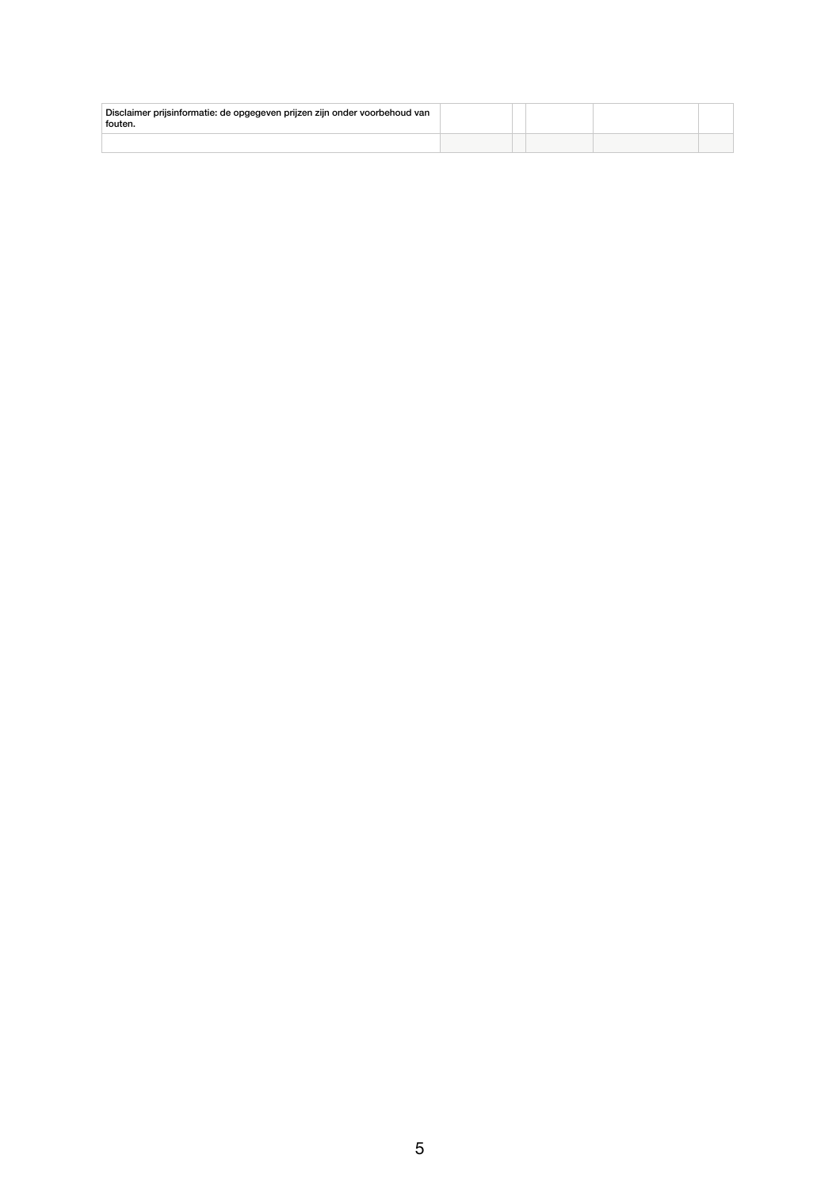| | | | | | |
|---|---|---|---|---|---|
| Disclaimer prijsinformatie: de opgegeven prijzen zijn onder voorbehoud van fouten. | | | | | |
| | | | | | |